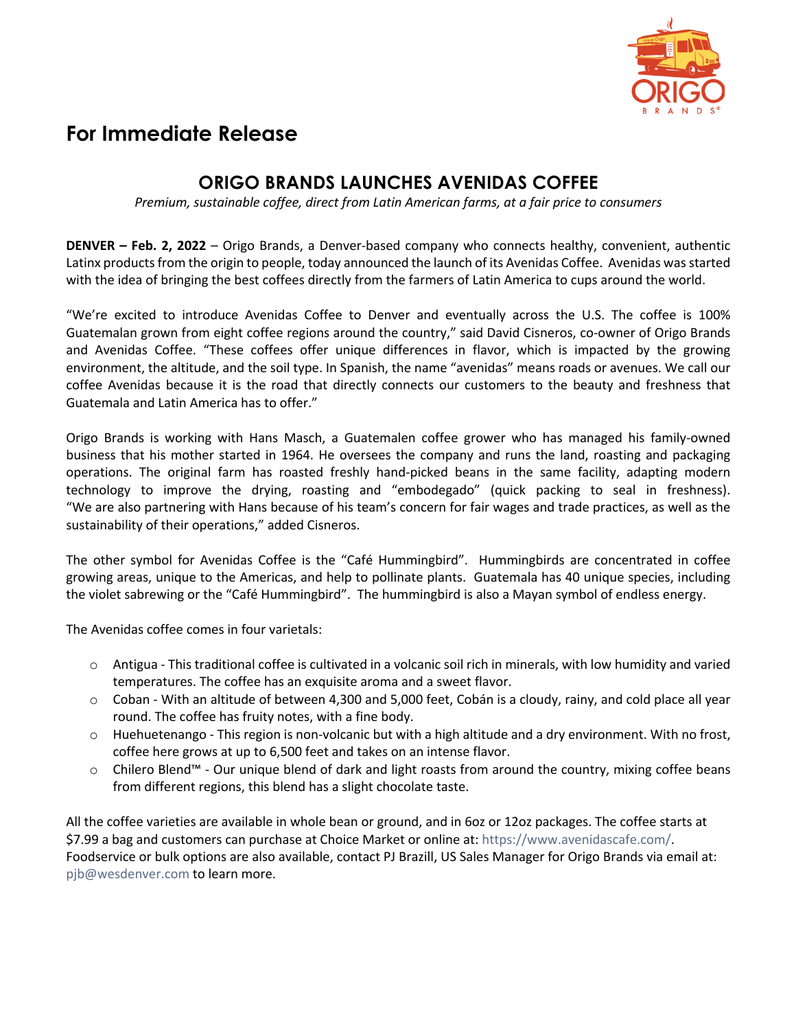## For Immediate Release

# ORIGO BRANDS LAUNCHES AVENIDAS COFFEE

*Premium, sustainable coffee, direct from Latin American farms, at a fair price to consumers*

**DENVER – Feb. 2, 2022** – Origo Brands, a Denver-based company who connects healthy, convenient, authentic Latinx products from the origin to people, today announced the launch of its Avenidas Coffee. Avenidas was started with the idea of bringing the best coffees directly from the farmers of Latin America to cups around the world.

"We're excited to introduce Avenidas Coffee to Denver and eventually across the U.S. The coffee is 100% Guatemalan grown from eight coffee regions around the country," said David Cisneros, co-owner of Origo Brands and Avenidas Coffee. "These coffees offer unique differences in flavor, which is impacted by the growing environment, the altitude, and the soil type. In Spanish, the name "avenidas" means roads or avenues. We call our coffee Avenidas because it is the road that directly connects our customers to the beauty and freshness that Guatemala and Latin America has to offer."

Origo Brands is working with Hans Masch, a Guatemalen coffee grower who has managed his family-owned business that his mother started in 1964. He oversees the company and runs the land, roasting and packaging operations. The original farm has roasted freshly hand-picked beans in the same facility, adapting modern technology to improve the drying, roasting and "embodegado" (quick packing to seal in freshness). "We are also partnering with Hans because of his team's concern for fair wages and trade practices, as well as the sustainability of their operations," added Cisneros.

The other symbol for Avenidas Coffee is the "Café Hummingbird". Hummingbirds are concentrated in coffee growing areas, unique to the Americas, and help to pollinate plants. Guatemala has 40 unique species, including the violet sabrewing or the "Café Hummingbird". The hummingbird is also a Mayan symbol of endless energy.

The Avenidas coffee comes in four varietals:

- Antigua - This traditional coffee is cultivated in a volcanic soil rich in minerals, with low humidity and varied temperatures. The coffee has an exquisite aroma and a sweet flavor.
- Coban - With an altitude of between 4,300 and 5,000 feet, Cobán is a cloudy, rainy, and cold place all year round. The coffee has fruity notes, with a fine body.
- Huehuetenango - This region is non-volcanic but with a high altitude and a dry environment. With no frost, coffee here grows at up to 6,500 feet and takes on an intense flavor.
- Chilero Blend™ - Our unique blend of dark and light roasts from around the country, mixing coffee beans from different regions, this blend has a slight chocolate taste.

All the coffee varieties are available in whole bean or ground, and in 6oz or 12oz packages. The coffee starts at $7.99 a bag and customers can purchase at Choice Market or online at: https://www.avenidascafe.com/. Foodservice or bulk options are also available, contact PJ Brazill, US Sales Manager for Origo Brands via email at: pjb@wesdenver.com to learn more.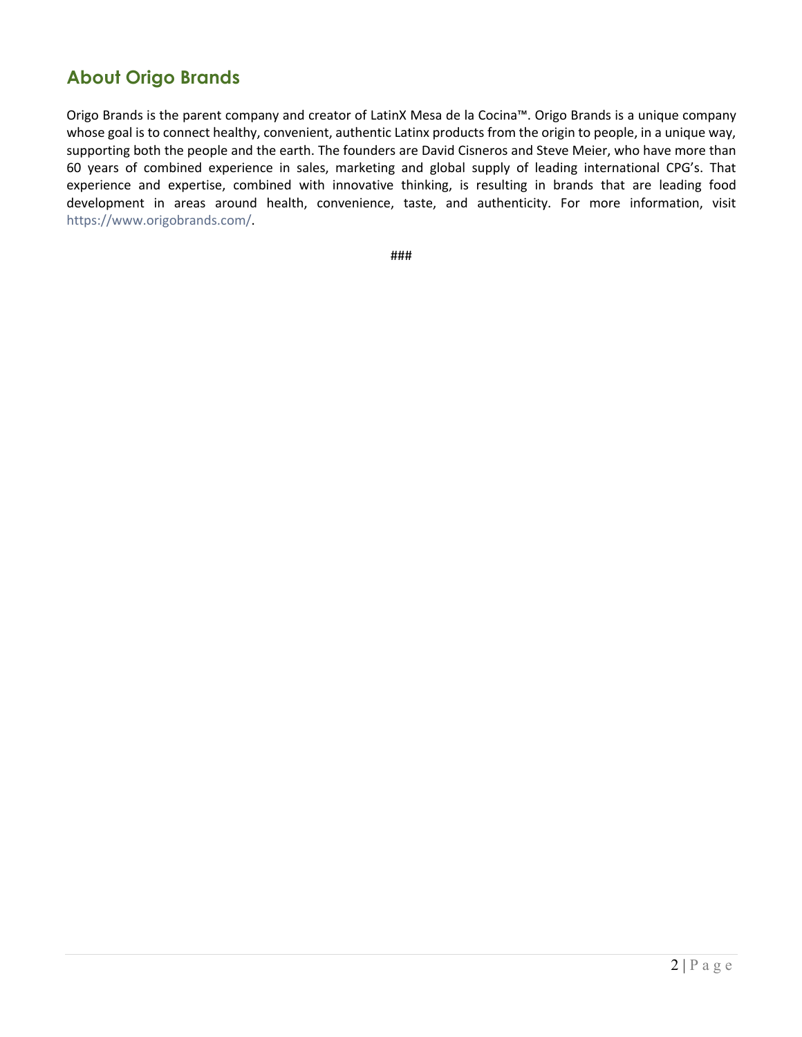## About Origo Brands

Origo Brands is the parent company and creator of LatinX Mesa de la Cocina™. Origo Brands is a unique company whose goal is to connect healthy, convenient, authentic Latinx products from the origin to people, in a unique way, supporting both the people and the earth. The founders are David Cisneros and Steve Meier, who have more than 60 years of combined experience in sales, marketing and global supply of leading international CPG's. That experience and expertise, combined with innovative thinking, is resulting in brands that are leading food development in areas around health, convenience, taste, and authenticity. For more information, visit https://www.origobrands.com/.

###